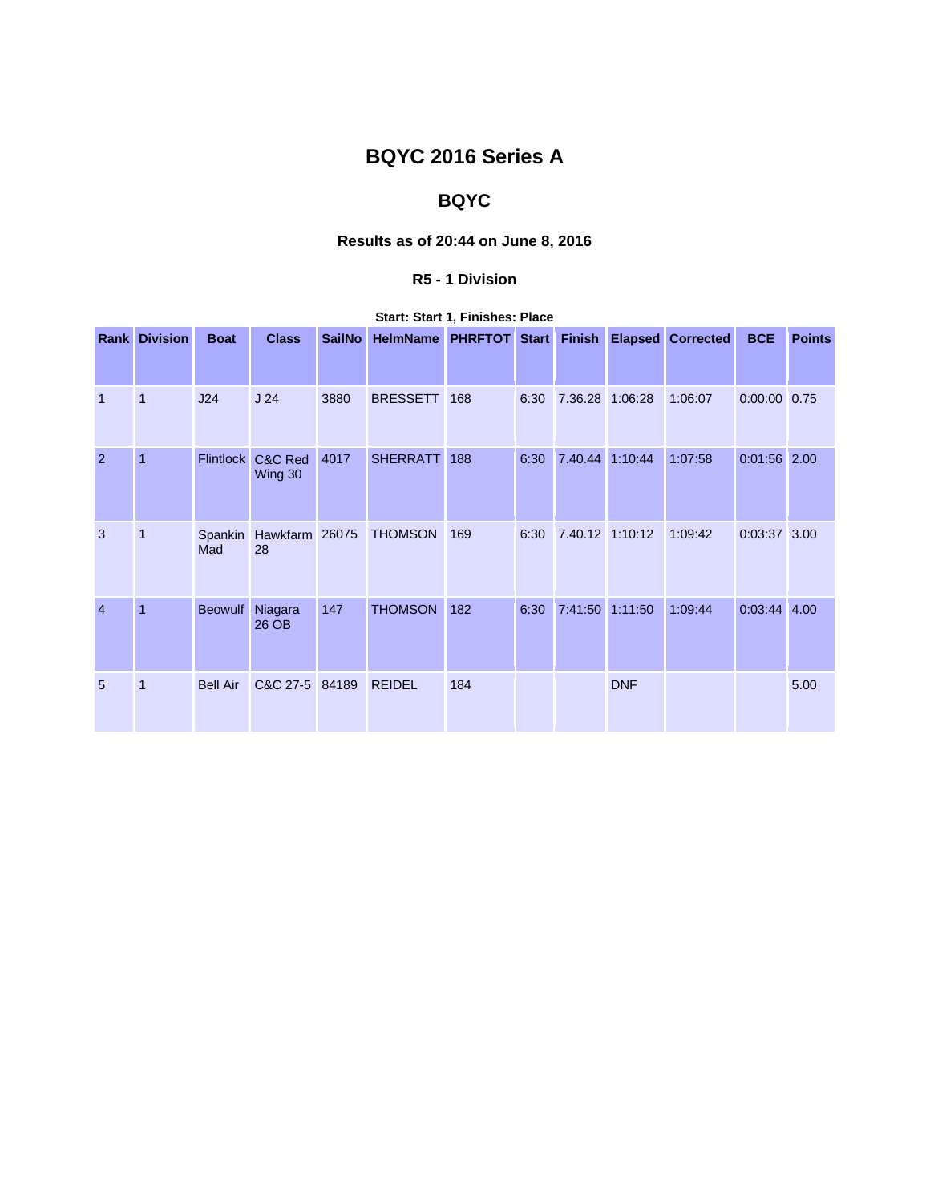# BQYC 2016 Series A

## BQYC

### Results as of 20:44 on June 8, 2016

#### R5 - 1 Division

**Start: Start 1, Finishes: Place**

| Rank | Division | Boat | Class | SailNo | HelmName | PHRFTOT | Start | Finish | Elapsed | Corrected | BCE | Points |
|---|---|---|---|---|---|---|---|---|---|---|---|---|
| 1 | 1 | J24 | J 24 | 3880 | BRESSETT | 168 | 6:30 | 7.36.28 | 1:06:28 | 1:06:07 | 0:00:00 | 0.75 |
| 2 | 1 | Flintlock | C&C Red Wing 30 | 4017 | SHERRATT | 188 | 6:30 | 7.40.44 | 1:10:44 | 1:07:58 | 0:01:56 | 2.00 |
| 3 | 1 | Spankin Mad | Hawkfarm 28 | 26075 | THOMSON | 169 | 6:30 | 7.40.12 | 1:10:12 | 1:09:42 | 0:03:37 | 3.00 |
| 4 | 1 | Beowulf | Niagara 26 OB | 147 | THOMSON | 182 | 6:30 | 7:41:50 | 1:11:50 | 1:09:44 | 0:03:44 | 4.00 |
| 5 | 1 | Bell Air | C&C 27-5 | 84189 | REIDEL | 184 | | | DNF | | | 5.00 |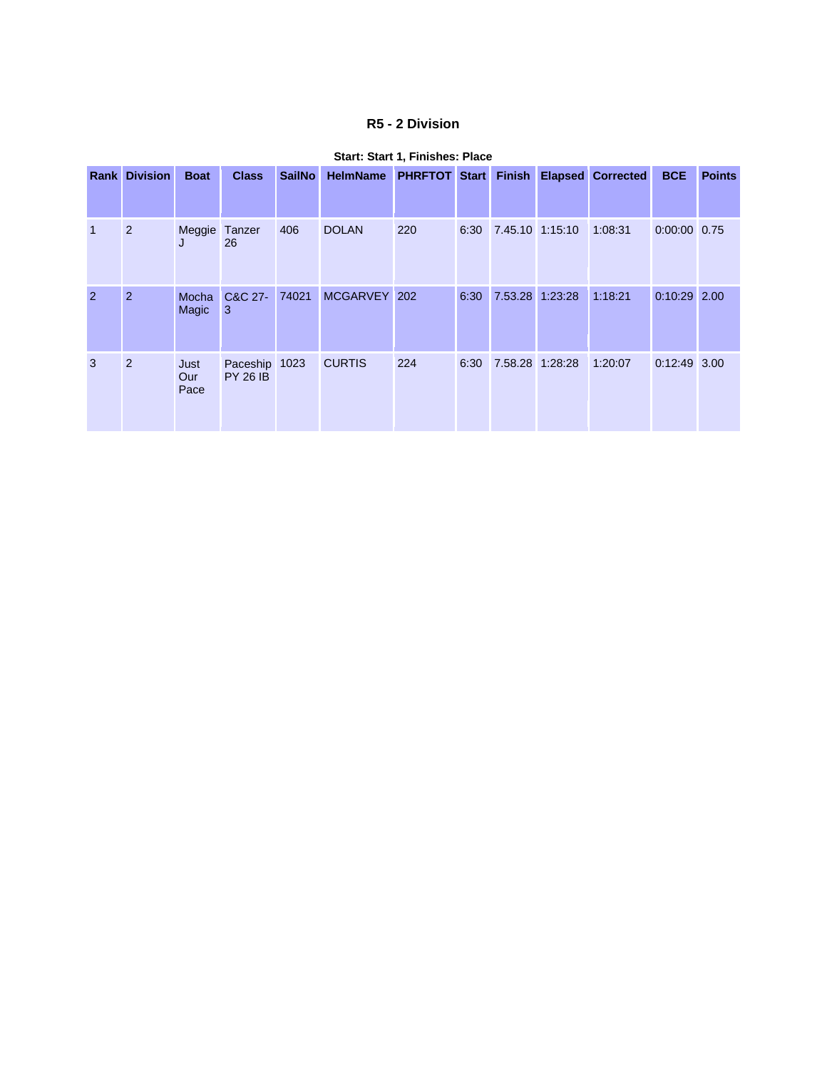### R5 - 2 Division

**Start: Start 1, Finishes: Place**

| Rank | Division | Boat | Class | SailNo | HelmName | PHRFTOT | Start | Finish | Elapsed | Corrected | BCE | Points |
|---|---|---|---|---|---|---|---|---|---|---|---|---|
| 1 | 2 | Meggie J | Tanzer 26 | 406 | DOLAN | 220 | 6:30 | 7.45.10 | 1:15:10 | 1:08:31 | 0:00:00 | 0.75 |
| 2 | 2 | Mocha Magic | C&C 27-3 | 74021 | MCGARVEY | 202 | 6:30 | 7.53.28 | 1:23:28 | 1:18:21 | 0:10:29 | 2.00 |
| 3 | 2 | Just Our Pace | Paceship PY 26 IB | 1023 | CURTIS | 224 | 6:30 | 7.58.28 | 1:28:28 | 1:20:07 | 0:12:49 | 3.00 |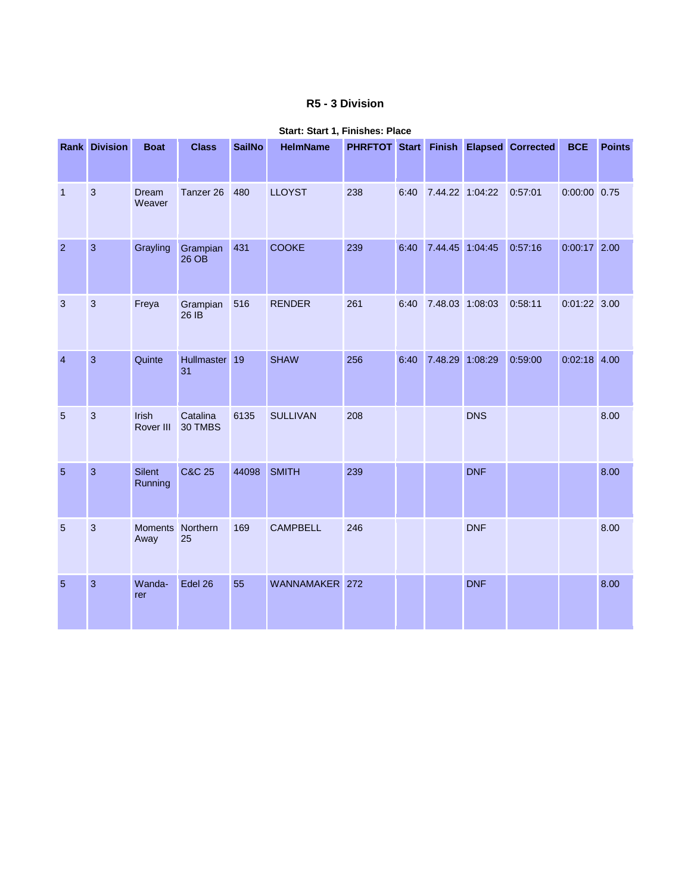## R5 - 3 Division

**Start: Start 1, Finishes: Place**

| Rank | Division | Boat | Class | SailNo | HelmName | PHRFTOT | Start | Finish | Elapsed | Corrected | BCE | Points |
|---|---|---|---|---|---|---|---|---|---|---|---|---|
| 1 | 3 | Dream Weaver | Tanzer 26 | 480 | LLOYST | 238 | 6:40 | 7.44.22 | 1:04:22 | 0:57:01 | 0:00:00 | 0.75 |
| 2 | 3 | Grayling | Grampian 26 OB | 431 | COOKE | 239 | 6:40 | 7.44.45 | 1:04:45 | 0:57:16 | 0:00:17 | 2.00 |
| 3 | 3 | Freya | Grampian 26 IB | 516 | RENDER | 261 | 6:40 | 7.48.03 | 1:08:03 | 0:58:11 | 0:01:22 | 3.00 |
| 4 | 3 | Quinte | Hullmaster 31 | 19 | SHAW | 256 | 6:40 | 7.48.29 | 1:08:29 | 0:59:00 | 0:02:18 | 4.00 |
| 5 | 3 | Irish Rover III | Catalina 30 TMBS | 6135 | SULLIVAN | 208 | | | DNS | | | 8.00 |
| 5 | 3 | Silent Running | C&C 25 | 44098 | SMITH | 239 | | | DNF | | | 8.00 |
| 5 | 3 | Moments Away | Northern 25 | 169 | CAMPBELL | 246 | | | DNF | | | 8.00 |
| 5 | 3 | Wanda-rer | Edel 26 | 55 | WANNAMAKER | 272 | | | DNF | | | 8.00 |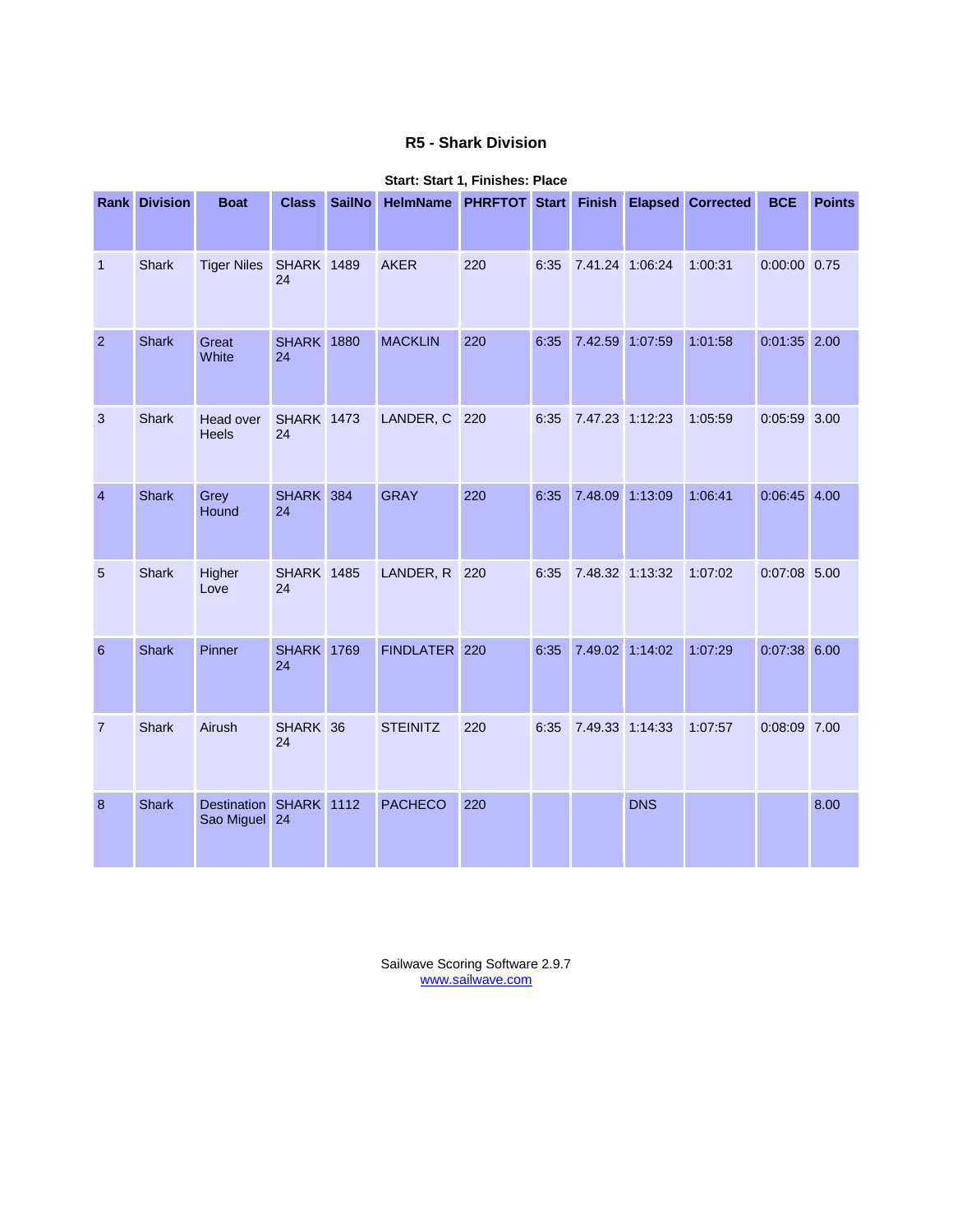### R5 - Shark Division

**Start: Start 1, Finishes: Place**

| Rank | Division | Boat | Class | SailNo | HelmName | PHRFTOT | Start | Finish | Elapsed | Corrected | BCE | Points |
|---|---|---|---|---|---|---|---|---|---|---|---|---|
| 1 | Shark | Tiger Niles | SHARK 24 | 1489 | AKER | 220 | 6:35 | 7.41.24 | 1:06:24 | 1:00:31 | 0:00:00 | 0.75 |
| 2 | Shark | Great White | SHARK 24 | 1880 | MACKLIN | 220 | 6:35 | 7.42.59 | 1:07:59 | 1:01:58 | 0:01:35 | 2.00 |
| 3 | Shark | Head over Heels | SHARK 24 | 1473 | LANDER, C | 220 | 6:35 | 7.47.23 | 1:12:23 | 1:05:59 | 0:05:59 | 3.00 |
| 4 | Shark | Grey Hound | SHARK 24 | 384 | GRAY | 220 | 6:35 | 7.48.09 | 1:13:09 | 1:06:41 | 0:06:45 | 4.00 |
| 5 | Shark | Higher Love | SHARK 24 | 1485 | LANDER, R | 220 | 6:35 | 7.48.32 | 1:13:32 | 1:07:02 | 0:07:08 | 5.00 |
| 6 | Shark | Pinner | SHARK 24 | 1769 | FINDLATER | 220 | 6:35 | 7.49.02 | 1:14:02 | 1:07:29 | 0:07:38 | 6.00 |
| 7 | Shark | Airush | SHARK 24 | 36 | STEINITZ | 220 | 6:35 | 7.49.33 | 1:14:33 | 1:07:57 | 0:08:09 | 7.00 |
| 8 | Shark | Destination Sao Miguel | SHARK 24 | 1112 | PACHECO | 220 | | | DNS | | | 8.00 |

Sailwave Scoring Software 2.9.7
www.sailwave.com